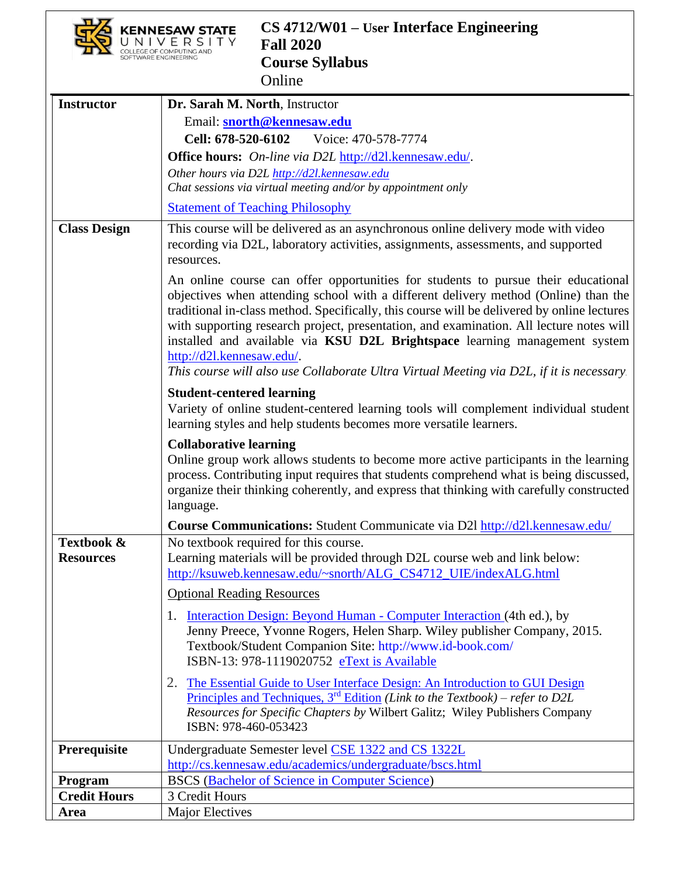# CS 4712/W01 – User Interface Engineering
## Fall 2020
## Course Syllabus
Online

KENNESAW STATE UNIVERSITY
COLLEGE OF COMPUTING AND SOFTWARE ENGINEERING

| | |
|---|---|
| **Instructor** | **Dr. Sarah M. North**, Instructor<br>Email: **snorth@kennesaw.edu**<br>**Cell: 678-520-6102** Voice: 470-578-7774<br>**Office hours:** *On-line via D2L* http://d2l.kennesaw.edu/.<br>*Other hours via D2L http://d2l.kennesaw.edu*<br>*Chat sessions via virtual meeting and/or by appointment only*<br>Statement of Teaching Philosophy |
| **Class Design** | This course will be delivered as an asynchronous online delivery mode with video recording via D2L, laboratory activities, assignments, assessments, and supported resources.<br><br>An online course can offer opportunities for students to pursue their educational objectives when attending school with a different delivery method (Online) than the traditional in-class method. Specifically, this course will be delivered by online lectures with supporting research project, presentation, and examination. All lecture notes will installed and available via **KSU D2L Brightspace** learning management system http://d2l.kennesaw.edu/.<br>*This course will also use Collaborate Ultra Virtual Meeting via D2L, if it is necessary.*<br><br>**Student-centered learning**<br>Variety of online student-centered learning tools will complement individual student learning styles and help students becomes more versatile learners.<br><br>**Collaborative learning**<br>Online group work allows students to become more active participants in the learning process. Contributing input requires that students comprehend what is being discussed, organize their thinking coherently, and express that thinking with carefully constructed language.<br><br>**Course Communications:** Student Communicate via D2l http://d2l.kennesaw.edu/ |
| **Textbook & Resources** | No textbook required for this course.<br>Learning materials will be provided through D2L course web and link below:<br>http://ksuweb.kennesaw.edu/~snorth/ALG_CS4712_UIE/indexALG.html<br><br>Optional Reading Resources<br><br>1. Interaction Design: Beyond Human - Computer Interaction (4th ed.), by Jenny Preece, Yvonne Rogers, Helen Sharp. Wiley publisher Company, 2015. Textbook/Student Companion Site: http://www.id-book.com/ ISBN-13: 978-1119020752 eText is Available<br>2. The Essential Guide to User Interface Design: An Introduction to GUI Design Principles and Techniques, 3rd Edition *(Link to the Textbook) – refer to D2L Resources for Specific Chapters by* Wilbert Galitz; Wiley Publishers Company ISBN: 978-460-053423 |
| **Prerequisite** | Undergraduate Semester level CSE 1322 and CS 1322L<br>http://cs.kennesaw.edu/academics/undergraduate/bscs.html |
| **Program** | BSCS (Bachelor of Science in Computer Science) |
| **Credit Hours** | 3 Credit Hours |
| **Area** | Major Electives |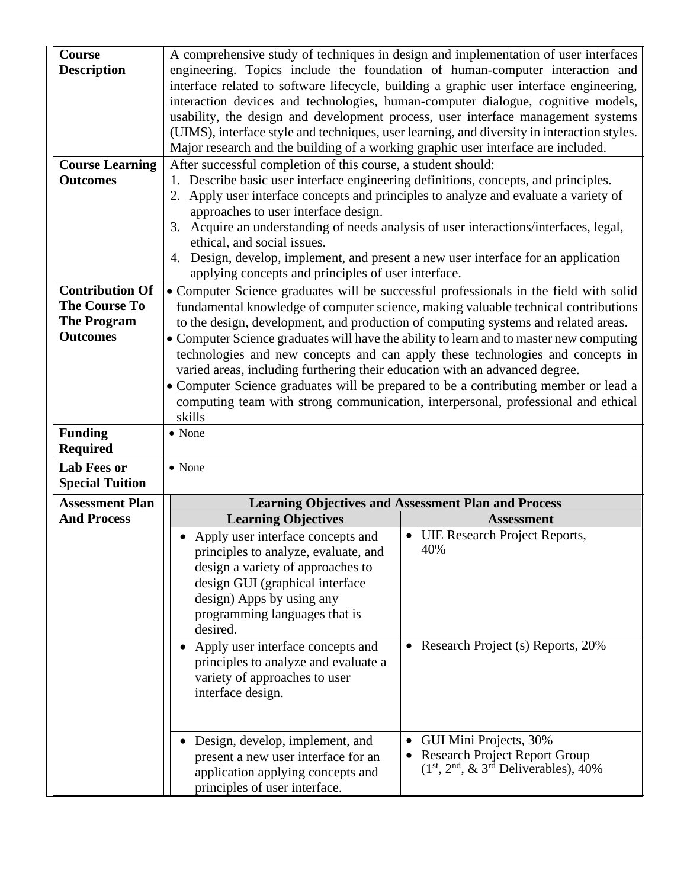| | |
|---|---|
| **Course Description** | A comprehensive study of techniques in design and implementation of user interfaces engineering. Topics include the foundation of human-computer interaction and interface related to software lifecycle, building a graphic user interface engineering, interaction devices and technologies, human-computer dialogue, cognitive models, usability, the design and development process, user interface management systems (UIMS), interface style and techniques, user learning, and diversity in interaction styles. Major research and the building of a working graphic user interface are included. |
| **Course Learning Outcomes** | After successful completion of this course, a student should:<br>1. Describe basic user interface engineering definitions, concepts, and principles.<br>2. Apply user interface concepts and principles to analyze and evaluate a variety of approaches to user interface design.<br>3. Acquire an understanding of needs analysis of user interactions/interfaces, legal, ethical, and social issues.<br>4. Design, develop, implement, and present a new user interface for an application applying concepts and principles of user interface. |
| **Contribution Of The Course To The Program Outcomes** | • Computer Science graduates will be successful professionals in the field with solid fundamental knowledge of computer science, making valuable technical contributions to the design, development, and production of computing systems and related areas.<br>• Computer Science graduates will have the ability to learn and to master new computing technologies and new concepts and can apply these technologies and concepts in varied areas, including furthering their education with an advanced degree.<br>• Computer Science graduates will be prepared to be a contributing member or lead a computing team with strong communication, interpersonal, professional and ethical skills |
| **Funding Required** | • None |
| **Lab Fees or Special Tuition** | • None |
| **Assessment Plan And Process** | See table below |

**Learning Objectives and Assessment Plan and Process**

| Learning Objectives | Assessment |
|---|---|
| • Apply user interface concepts and principles to analyze, evaluate, and design a variety of approaches to design GUI (graphical interface design) Apps by using any programming languages that is desired. | • UIE Research Project Reports, 40% |
| • Apply user interface concepts and principles to analyze and evaluate a variety of approaches to user interface design. | • Research Project (s) Reports, 20% |
| • Design, develop, implement, and present a new user interface for an application applying concepts and principles of user interface. | • GUI Mini Projects, 30%<br>• Research Project Report Group (1st, 2nd, & 3rd Deliverables), 40% |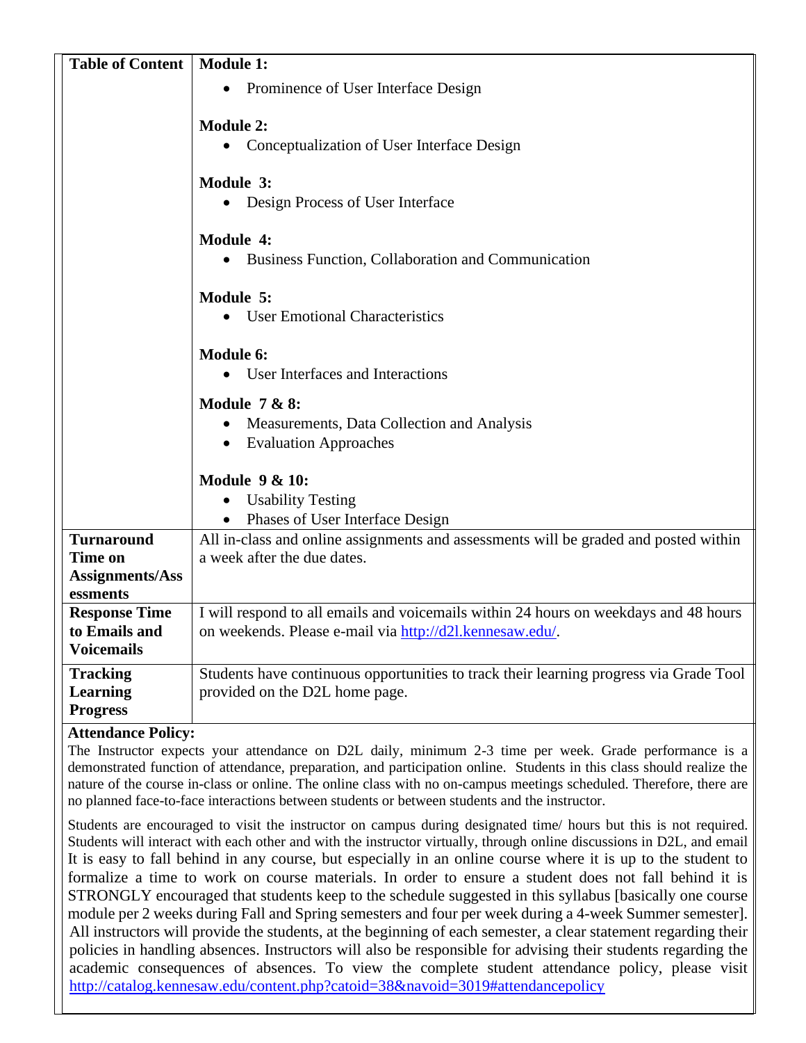| | |
|---|---|
| **Table of Content** | **Module 1:**<br>• Prominence of User Interface Design<br><br>**Module 2:**<br>• Conceptualization of User Interface Design<br><br>**Module 3:**<br>• Design Process of User Interface<br><br>**Module 4:**<br>• Business Function, Collaboration and Communication<br><br>**Module 5:**<br>• User Emotional Characteristics<br><br>**Module 6:**<br>• User Interfaces and Interactions<br><br>**Module 7 & 8:**<br>• Measurements, Data Collection and Analysis<br>• Evaluation Approaches<br><br>**Module 9 & 10:**<br>• Usability Testing<br>• Phases of User Interface Design |
| **Turnaround Time on Assignments/Assessments** | All in-class and online assignments and assessments will be graded and posted within a week after the due dates. |
| **Response Time to Emails and Voicemails** | I will respond to all emails and voicemails within 24 hours on weekdays and 48 hours on weekends. Please e-mail via [http://d2l.kennesaw.edu/](http://d2l.kennesaw.edu/). |
| **Tracking Learning Progress** | Students have continuous opportunities to track their learning progress via Grade Tool provided on the D2L home page. |

**Attendance Policy:**

The Instructor expects your attendance on D2L daily, minimum 2-3 time per week. Grade performance is a demonstrated function of attendance, preparation, and participation online. Students in this class should realize the nature of the course in-class or online. The online class with no on-campus meetings scheduled. Therefore, there are no planned face-to-face interactions between students or between students and the instructor.

Students are encouraged to visit the instructor on campus during designated time/ hours but this is not required. Students will interact with each other and with the instructor virtually, through online discussions in D2L, and email It is easy to fall behind in any course, but especially in an online course where it is up to the student to formalize a time to work on course materials. In order to ensure a student does not fall behind it is STRONGLY encouraged that students keep to the schedule suggested in this syllabus [basically one course module per 2 weeks during Fall and Spring semesters and four per week during a 4-week Summer semester]. All instructors will provide the students, at the beginning of each semester, a clear statement regarding their policies in handling absences. Instructors will also be responsible for advising their students regarding the academic consequences of absences. To view the complete student attendance policy, please visit [http://catalog.kennesaw.edu/content.php?catoid=38&navoid=3019#attendancepolicy](http://catalog.kennesaw.edu/content.php?catoid=38&navoid=3019#attendancepolicy)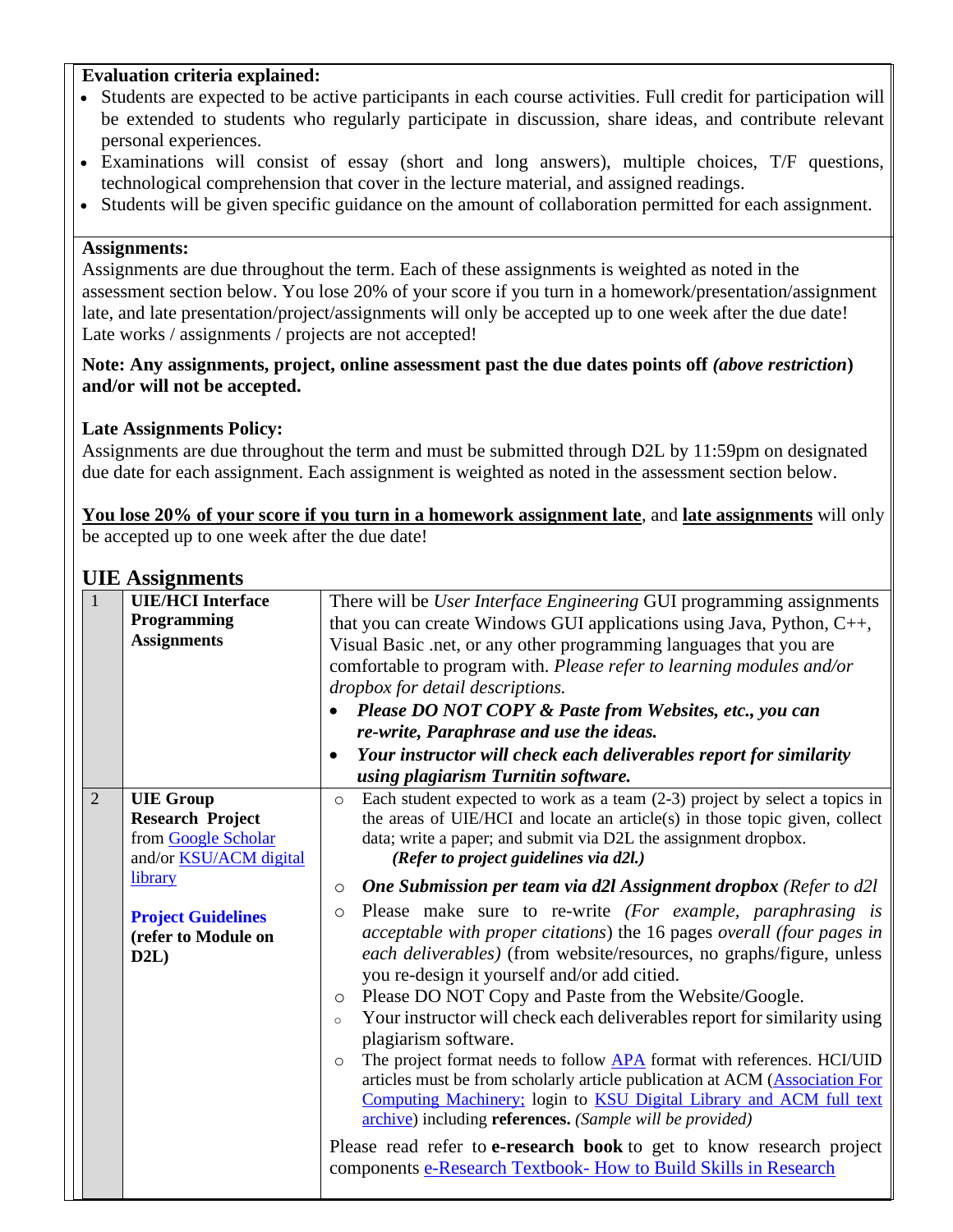**Evaluation criteria explained:**

- Students are expected to be active participants in each course activities. Full credit for participation will be extended to students who regularly participate in discussion, share ideas, and contribute relevant personal experiences.
- Examinations will consist of essay (short and long answers), multiple choices, T/F questions, technological comprehension that cover in the lecture material, and assigned readings.
- Students will be given specific guidance on the amount of collaboration permitted for each assignment.

**Assignments:**

Assignments are due throughout the term. Each of these assignments is weighted as noted in the assessment section below. You lose 20% of your score if you turn in a homework/presentation/assignment late, and late presentation/project/assignments will only be accepted up to one week after the due date! Late works / assignments / projects are not accepted!

**Note: Any assignments, project, online assessment past the due dates points off *(above restriction)* and/or will not be accepted.**

**Late Assignments Policy:**

Assignments are due throughout the term and must be submitted through D2L by 11:59pm on designated due date for each assignment. Each assignment is weighted as noted in the assessment section below.

**You lose 20% of your score if you turn in a homework assignment late**, and **late assignments** will only be accepted up to one week after the due date!

## UIE Assignments

| | | |
|---|---|---|
| 1 | **UIE/HCI Interface Programming Assignments** | There will be *User Interface Engineering* GUI programming assignments that you can create Windows GUI applications using Java, Python, C++, Visual Basic .net, or any other programming languages that you are comfortable to program with. *Please refer to learning modules and/or dropbox for detail descriptions.*<br>• ***Please DO NOT COPY & Paste from Websites, etc., you can re-write, Paraphrase and use the ideas.***<br>• ***Your instructor will check each deliverables report for similarity using plagiarism Turnitin software.*** |
| 2 | **UIE Group Research Project** from Google Scholar and/or KSU/ACM digital library<br><br>**Project Guidelines (refer to Module on D2L)** | ○ Each student expected to work as a team (2-3) project by select a topics in the areas of UIE/HCI and locate an article(s) in those topic given, collect data; write a paper; and submit via D2L the assignment dropbox. ***(Refer to project guidelines via d2l.)***<br>○ ***One Submission per team via d2l Assignment dropbox*** *(Refer to d2l*<br>○ Please make sure to re-write *(For example, paraphrasing is acceptable with proper citations)* the 16 pages *overall (four pages in each deliverables)* (from website/resources, no graphs/figure, unless you re-design it yourself and/or add citied.<br>○ Please DO NOT Copy and Paste from the Website/Google.<br>○ Your instructor will check each deliverables report for similarity using plagiarism software.<br>○ The project format needs to follow APA format with references. HCI/UID articles must be from scholarly article publication at ACM (Association For Computing Machinery; login to KSU Digital Library and ACM full text archive) including **references.** *(Sample will be provided)*<br><br>Please read refer to **e-research book** to get to know research project components e-Research Textbook- How to Build Skills in Research |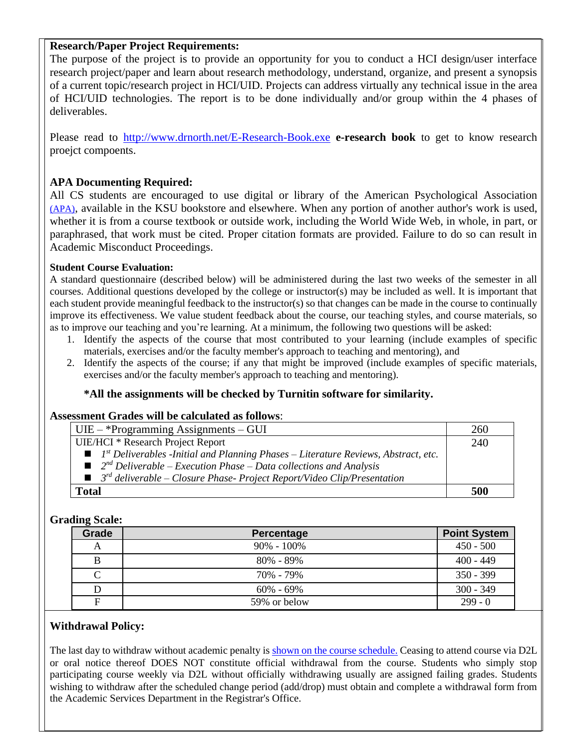**Research/Paper Project Requirements:**
The purpose of the project is to provide an opportunity for you to conduct a HCI design/user interface research project/paper and learn about research methodology, understand, organize, and present a synopsis of a current topic/research project in HCI/UID. Projects can address virtually any technical issue in the area of HCI/UID technologies. The report is to be done individually and/or group within the 4 phases of deliverables.

Please read to http://www.drnorth.net/E-Research-Book.exe **e-research book** to get to know research proejct compoents.

**APA Documenting Required:**
All CS students are encouraged to use digital or library of the American Psychological Association (APA), available in the KSU bookstore and elsewhere. When any portion of another author's work is used, whether it is from a course textbook or outside work, including the World Wide Web, in whole, in part, or paraphrased, that work must be cited. Proper citation formats are provided. Failure to do so can result in Academic Misconduct Proceedings.

**Student Course Evaluation:**
A standard questionnaire (described below) will be administered during the last two weeks of the semester in all courses. Additional questions developed by the college or instructor(s) may be included as well. It is important that each student provide meaningful feedback to the instructor(s) so that changes can be made in the course to continually improve its effectiveness. We value student feedback about the course, our teaching styles, and course materials, so as to improve our teaching and you're learning. At a minimum, the following two questions will be asked:

1. Identify the aspects of the course that most contributed to your learning (include examples of specific materials, exercises and/or the faculty member's approach to teaching and mentoring), and
2. Identify the aspects of the course; if any that might be improved (include examples of specific materials, exercises and/or the faculty member's approach to teaching and mentoring).

**\*All the assignments will be checked by Turnitin software for similarity.**

**Assessment Grades will be calculated as follows**:

| | |
|---|---|
| UIE – *Programming Assignments – GUI | 260 |
| UIE/HCI * Research Project Report<br>■ *1st Deliverables -Initial and Planning Phases – Literature Reviews, Abstract, etc.*<br>■ *2nd Deliverable – Execution Phase – Data collections and Analysis*<br>■ *3rd deliverable – Closure Phase- Project Report/Video Clip/Presentation* | 240 |
| **Total** | **500** |

**Grading Scale:**

| Grade | Percentage | Point System |
|---|---|---|
| A | 90% - 100% | 450 - 500 |
| B | 80% - 89% | 400 - 449 |
| C | 70% - 79% | 350 - 399 |
| D | 60% - 69% | 300 - 349 |
| F | 59% or below | 299 - 0 |

**Withdrawal Policy:**

The last day to withdraw without academic penalty is shown on the course schedule. Ceasing to attend course via D2L or oral notice thereof DOES NOT constitute official withdrawal from the course. Students who simply stop participating course weekly via D2L without officially withdrawing usually are assigned failing grades. Students wishing to withdraw after the scheduled change period (add/drop) must obtain and complete a withdrawal form from the Academic Services Department in the Registrar's Office.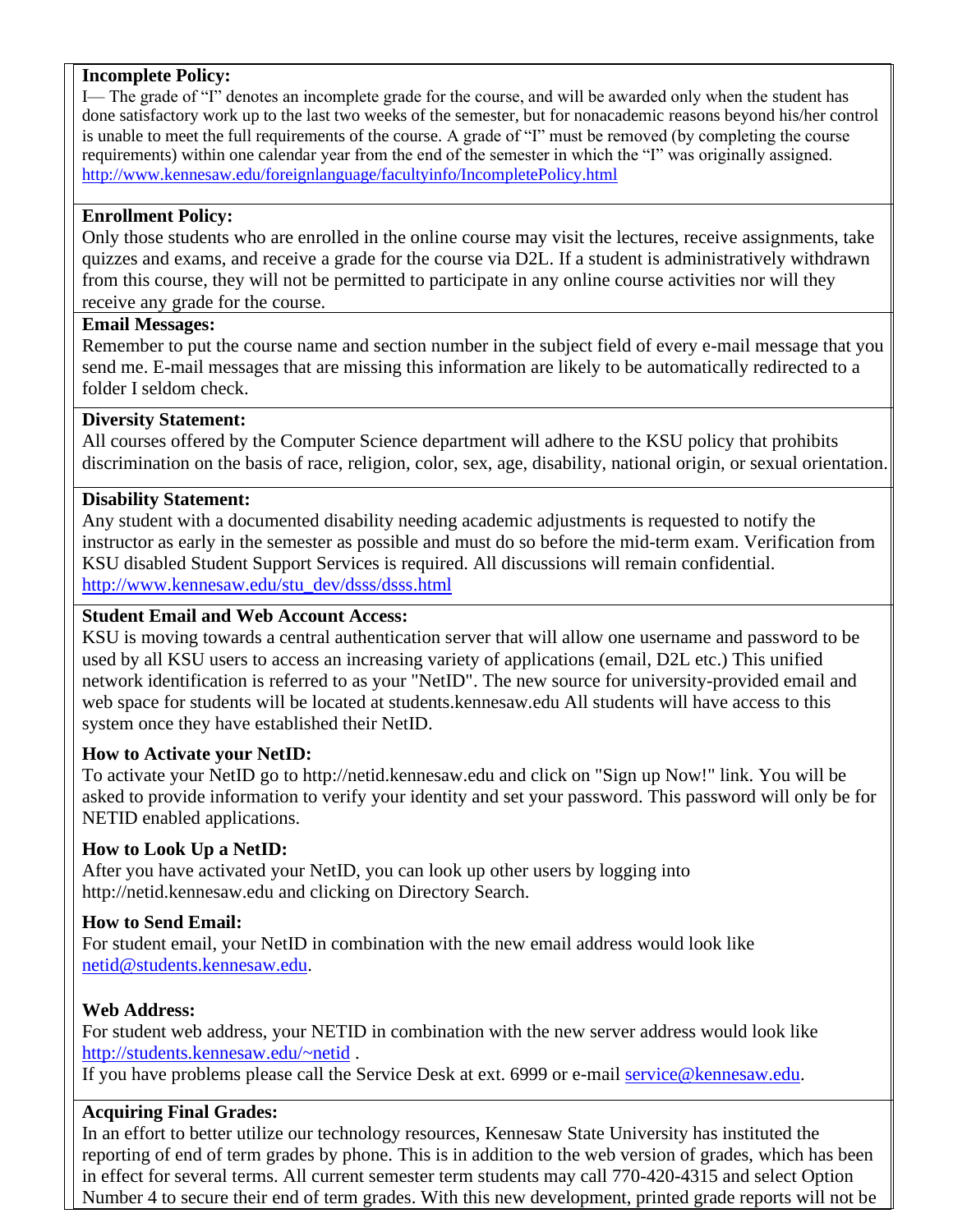**Incomplete Policy:**
I— The grade of "I" denotes an incomplete grade for the course, and will be awarded only when the student has done satisfactory work up to the last two weeks of the semester, but for nonacademic reasons beyond his/her control is unable to meet the full requirements of the course. A grade of "I" must be removed (by completing the course requirements) within one calendar year from the end of the semester in which the "I" was originally assigned.
http://www.kennesaw.edu/foreignlanguage/facultyinfo/IncompletePolicy.html

**Enrollment Policy:**
Only those students who are enrolled in the online course may visit the lectures, receive assignments, take quizzes and exams, and receive a grade for the course via D2L. If a student is administratively withdrawn from this course, they will not be permitted to participate in any online course activities nor will they receive any grade for the course.

**Email Messages:**
Remember to put the course name and section number in the subject field of every e-mail message that you send me. E-mail messages that are missing this information are likely to be automatically redirected to a folder I seldom check.

**Diversity Statement:**
All courses offered by the Computer Science department will adhere to the KSU policy that prohibits discrimination on the basis of race, religion, color, sex, age, disability, national origin, or sexual orientation.

**Disability Statement:**
Any student with a documented disability needing academic adjustments is requested to notify the instructor as early in the semester as possible and must do so before the mid-term exam. Verification from KSU disabled Student Support Services is required. All discussions will remain confidential.
http://www.kennesaw.edu/stu_dev/dsss/dsss.html

**Student Email and Web Account Access:**
KSU is moving towards a central authentication server that will allow one username and password to be used by all KSU users to access an increasing variety of applications (email, D2L etc.) This unified network identification is referred to as your "NetID". The new source for university-provided email and web space for students will be located at students.kennesaw.edu All students will have access to this system once they have established their NetID.

**How to Activate your NetID:**
To activate your NetID go to http://netid.kennesaw.edu and click on "Sign up Now!" link. You will be asked to provide information to verify your identity and set your password. This password will only be for NETID enabled applications.

**How to Look Up a NetID:**
After you have activated your NetID, you can look up other users by logging into http://netid.kennesaw.edu and clicking on Directory Search.

**How to Send Email:**
For student email, your NetID in combination with the new email address would look like netid@students.kennesaw.edu.

**Web Address:**
For student web address, your NETID in combination with the new server address would look like http://students.kennesaw.edu/~netid .
If you have problems please call the Service Desk at ext. 6999 or e-mail service@kennesaw.edu.

**Acquiring Final Grades:**
In an effort to better utilize our technology resources, Kennesaw State University has instituted the reporting of end of term grades by phone. This is in addition to the web version of grades, which has been in effect for several terms. All current semester term students may call 770-420-4315 and select Option Number 4 to secure their end of term grades. With this new development, printed grade reports will not be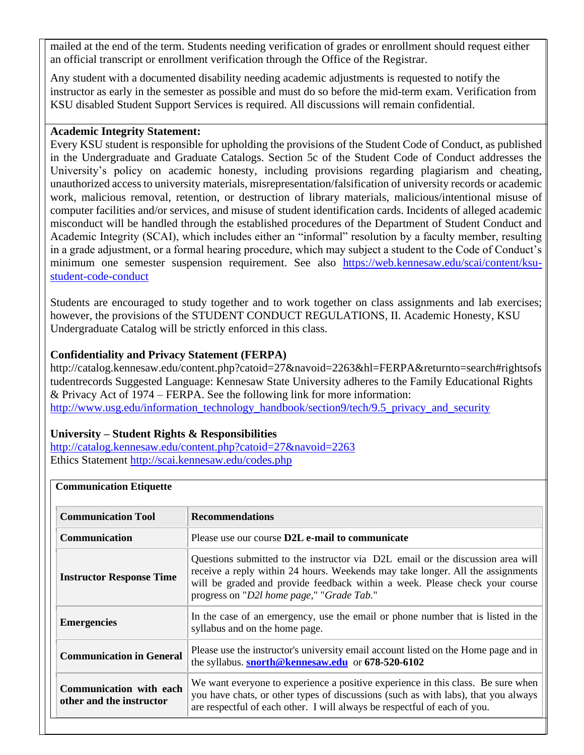mailed at the end of the term. Students needing verification of grades or enrollment should request either an official transcript or enrollment verification through the Office of the Registrar.

Any student with a documented disability needing academic adjustments is requested to notify the instructor as early in the semester as possible and must do so before the mid-term exam. Verification from KSU disabled Student Support Services is required. All discussions will remain confidential.

**Academic Integrity Statement:**
Every KSU student is responsible for upholding the provisions of the Student Code of Conduct, as published in the Undergraduate and Graduate Catalogs. Section 5c of the Student Code of Conduct addresses the University's policy on academic honesty, including provisions regarding plagiarism and cheating, unauthorized access to university materials, misrepresentation/falsification of university records or academic work, malicious removal, retention, or destruction of library materials, malicious/intentional misuse of computer facilities and/or services, and misuse of student identification cards. Incidents of alleged academic misconduct will be handled through the established procedures of the Department of Student Conduct and Academic Integrity (SCAI), which includes either an "informal" resolution by a faculty member, resulting in a grade adjustment, or a formal hearing procedure, which may subject a student to the Code of Conduct's minimum one semester suspension requirement. See also https://web.kennesaw.edu/scai/content/ksu-student-code-conduct

Students are encouraged to study together and to work together on class assignments and lab exercises; however, the provisions of the STUDENT CONDUCT REGULATIONS, II. Academic Honesty, KSU Undergraduate Catalog will be strictly enforced in this class.

**Confidentiality and Privacy Statement (FERPA)**
http://catalog.kennesaw.edu/content.php?catoid=27&navoid=2263&hl=FERPA&returnto=search#rightsofstudentrecords Suggested Language: Kennesaw State University adheres to the Family Educational Rights & Privacy Act of 1974 – FERPA. See the following link for more information: http://www.usg.edu/information_technology_handbook/section9/tech/9.5_privacy_and_security

**University – Student Rights & Responsibilities**
http://catalog.kennesaw.edu/content.php?catoid=27&navoid=2263
Ethics Statement http://scai.kennesaw.edu/codes.php

**Communication Etiquette**

| Communication Tool | Recommendations |
|---|---|
| **Communication** | Please use our course **D2L e-mail to communicate** |
| **Instructor Response Time** | Questions submitted to the instructor via D2L email or the discussion area will receive a reply within 24 hours. Weekends may take longer. All the assignments will be graded and provide feedback within a week. Please check your course progress on "*D2l home page*," "*Grade Tab.*" |
| **Emergencies** | In the case of an emergency, use the email or phone number that is listed in the syllabus and on the home page. |
| **Communication in General** | Please use the instructor's university email account listed on the Home page and in the syllabus. **snorth@kennesaw.edu** or **678-520-6102** |
| **Communication with each other and the instructor** | We want everyone to experience a positive experience in this class. Be sure when you have chats, or other types of discussions (such as with labs), that you always are respectful of each other. I will always be respectful of each of you. |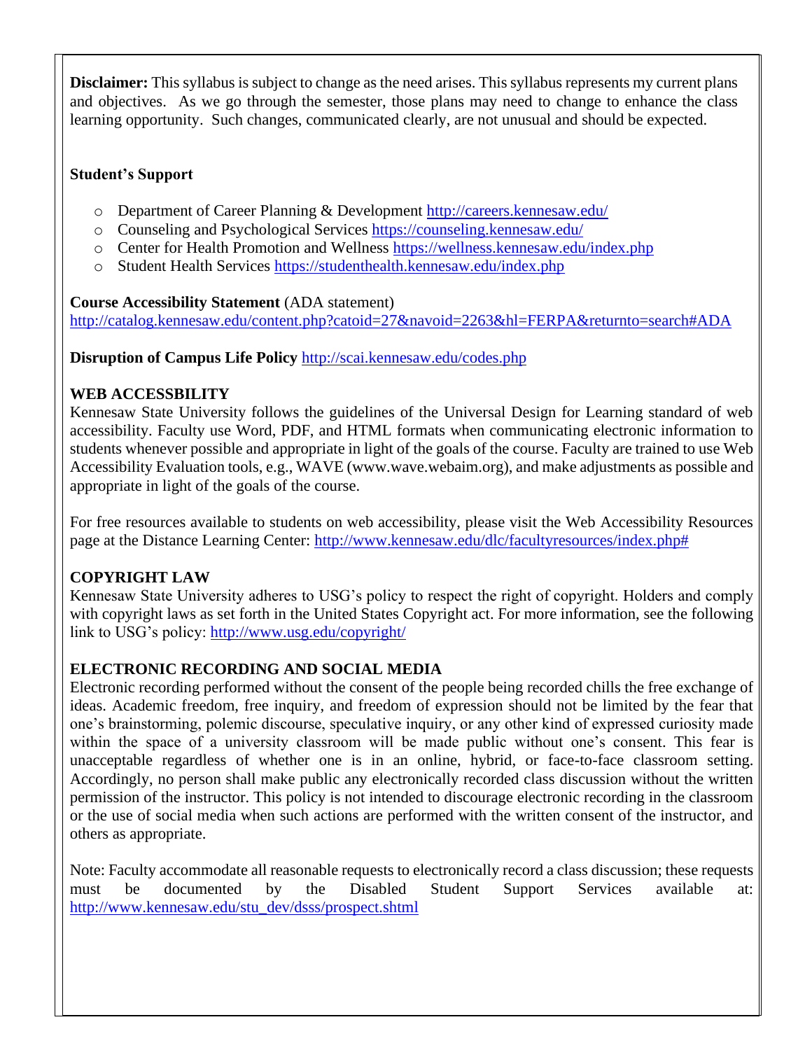**Disclaimer:** This syllabus is subject to change as the need arises. This syllabus represents my current plans and objectives. As we go through the semester, those plans may need to change to enhance the class learning opportunity. Such changes, communicated clearly, are not unusual and should be expected.

**Student's Support**

- Department of Career Planning & Development http://careers.kennesaw.edu/
- Counseling and Psychological Services https://counseling.kennesaw.edu/
- Center for Health Promotion and Wellness https://wellness.kennesaw.edu/index.php
- Student Health Services https://studenthealth.kennesaw.edu/index.php

**Course Accessibility Statement** (ADA statement)
http://catalog.kennesaw.edu/content.php?catoid=27&navoid=2263&hl=FERPA&returnto=search#ADA

**Disruption of Campus Life Policy** http://scai.kennesaw.edu/codes.php

**WEB ACCESSBILITY**
Kennesaw State University follows the guidelines of the Universal Design for Learning standard of web accessibility. Faculty use Word, PDF, and HTML formats when communicating electronic information to students whenever possible and appropriate in light of the goals of the course. Faculty are trained to use Web Accessibility Evaluation tools, e.g., WAVE (www.wave.webaim.org), and make adjustments as possible and appropriate in light of the goals of the course.

For free resources available to students on web accessibility, please visit the Web Accessibility Resources page at the Distance Learning Center: http://www.kennesaw.edu/dlc/facultyresources/index.php#

**COPYRIGHT LAW**
Kennesaw State University adheres to USG's policy to respect the right of copyright. Holders and comply with copyright laws as set forth in the United States Copyright act. For more information, see the following link to USG's policy: http://www.usg.edu/copyright/

**ELECTRONIC RECORDING AND SOCIAL MEDIA**
Electronic recording performed without the consent of the people being recorded chills the free exchange of ideas. Academic freedom, free inquiry, and freedom of expression should not be limited by the fear that one's brainstorming, polemic discourse, speculative inquiry, or any other kind of expressed curiosity made within the space of a university classroom will be made public without one's consent. This fear is unacceptable regardless of whether one is in an online, hybrid, or face-to-face classroom setting. Accordingly, no person shall make public any electronically recorded class discussion without the written permission of the instructor. This policy is not intended to discourage electronic recording in the classroom or the use of social media when such actions are performed with the written consent of the instructor, and others as appropriate.

Note: Faculty accommodate all reasonable requests to electronically record a class discussion; these requests must be documented by the Disabled Student Support Services available at: http://www.kennesaw.edu/stu_dev/dsss/prospect.shtml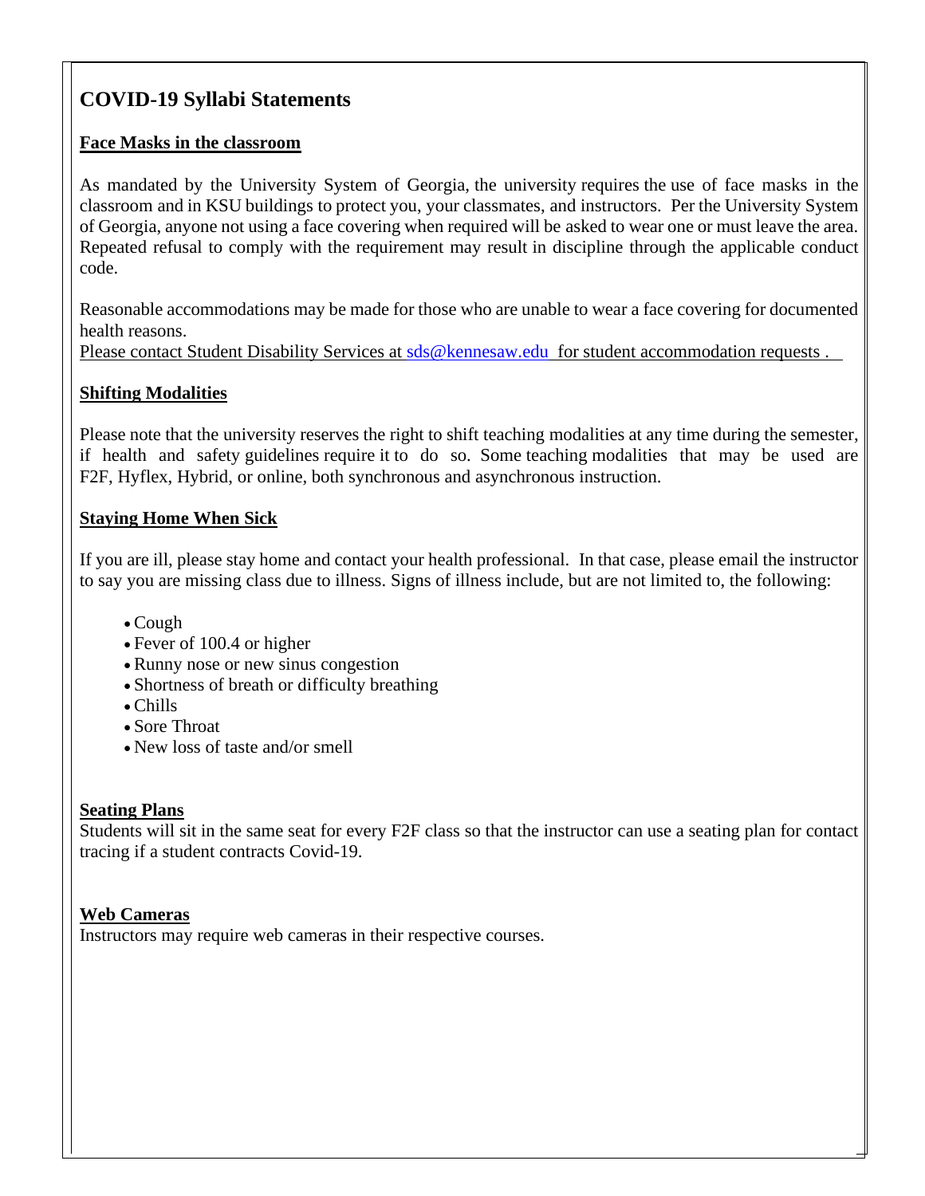## COVID-19 Syllabi Statements

### Face Masks in the classroom

As mandated by the University System of Georgia, the university requires the use of face masks in the classroom and in KSU buildings to protect you, your classmates, and instructors. Per the University System of Georgia, anyone not using a face covering when required will be asked to wear one or must leave the area. Repeated refusal to comply with the requirement may result in discipline through the applicable conduct code.

Reasonable accommodations may be made for those who are unable to wear a face covering for documented health reasons.
Please contact Student Disability Services at sds@kennesaw.edu for student accommodation requests .

### Shifting Modalities

Please note that the university reserves the right to shift teaching modalities at any time during the semester, if health and safety guidelines require it to do so. Some teaching modalities that may be used are F2F, Hyflex, Hybrid, or online, both synchronous and asynchronous instruction.

### Staying Home When Sick

If you are ill, please stay home and contact your health professional. In that case, please email the instructor to say you are missing class due to illness. Signs of illness include, but are not limited to, the following:

- Cough
- Fever of 100.4 or higher
- Runny nose or new sinus congestion
- Shortness of breath or difficulty breathing
- Chills
- Sore Throat
- New loss of taste and/or smell

### Seating Plans

Students will sit in the same seat for every F2F class so that the instructor can use a seating plan for contact tracing if a student contracts Covid-19.

### Web Cameras

Instructors may require web cameras in their respective courses.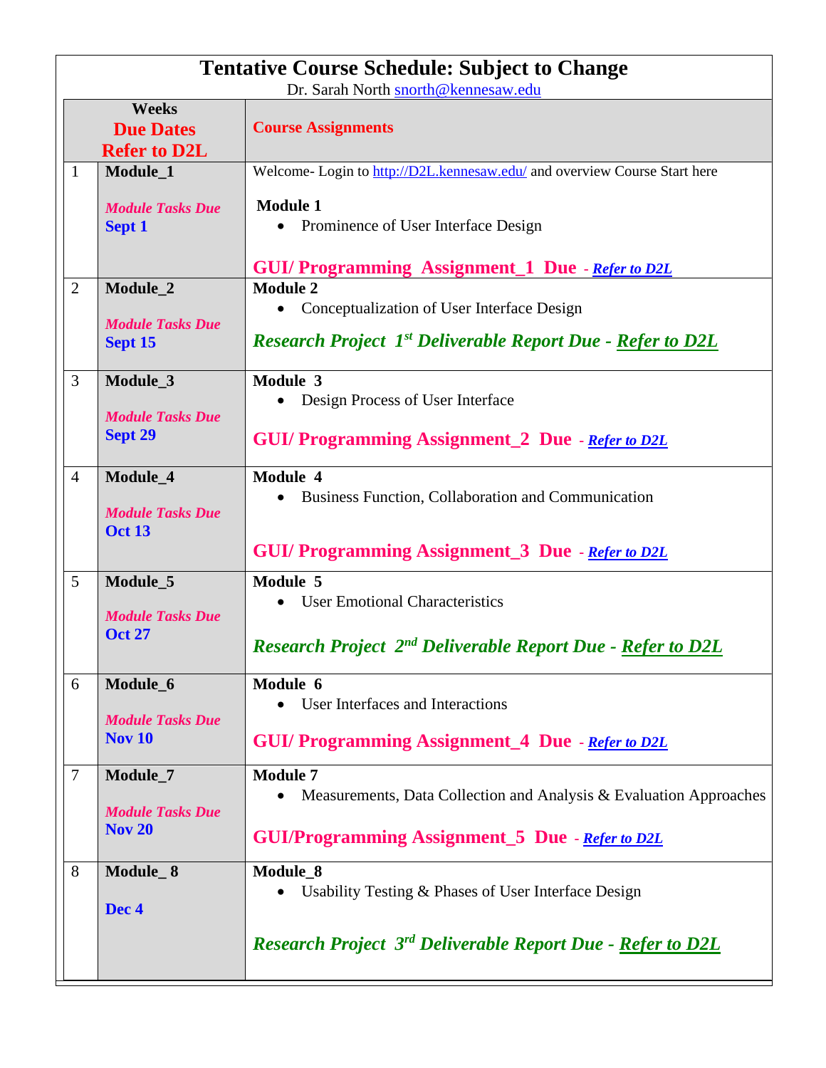# Tentative Course Schedule: Subject to Change

Dr. Sarah North snorth@kennesaw.edu

| Weeks | Due Dates Refer to D2L | Course Assignments |
|---|---|---|
| 1 | **Module_1**<br>*Module Tasks Due*<br>**Sept 1** | Welcome- Login to http://D2L.kennesaw.edu/ and overview Course Start here<br>**Module 1**<br>• Prominence of User Interface Design<br>**GUI/ Programming Assignment_1 Due** - ***Refer to D2L*** |
| 2 | **Module_2**<br>*Module Tasks Due*<br>**Sept 15** | **Module 2**<br>• Conceptualization of User Interface Design<br>***Research Project 1st Deliverable Report Due - Refer to D2L*** |
| 3 | **Module_3**<br>*Module Tasks Due*<br>**Sept 29** | **Module 3**<br>• Design Process of User Interface<br>**GUI/ Programming Assignment_2 Due** - ***Refer to D2L*** |
| 4 | **Module_4**<br>*Module Tasks Due*<br>**Oct 13** | **Module 4**<br>• Business Function, Collaboration and Communication<br>**GUI/ Programming Assignment_3 Due** - ***Refer to D2L*** |
| 5 | **Module_5**<br>*Module Tasks Due*<br>**Oct 27** | **Module 5**<br>• User Emotional Characteristics<br>***Research Project 2nd Deliverable Report Due - Refer to D2L*** |
| 6 | **Module_6**<br>*Module Tasks Due*<br>**Nov 10** | **Module 6**<br>• User Interfaces and Interactions<br>**GUI/ Programming Assignment_4 Due** - ***Refer to D2L*** |
| 7 | **Module_7**<br>*Module Tasks Due*<br>**Nov 20** | **Module 7**<br>• Measurements, Data Collection and Analysis & Evaluation Approaches<br>**GUI/Programming Assignment_5 Due** - ***Refer to D2L*** |
| 8 | **Module_ 8**<br>**Dec 4** | **Module_8**<br>• Usability Testing & Phases of User Interface Design<br>***Research Project 3rd Deliverable Report Due - Refer to D2L*** |